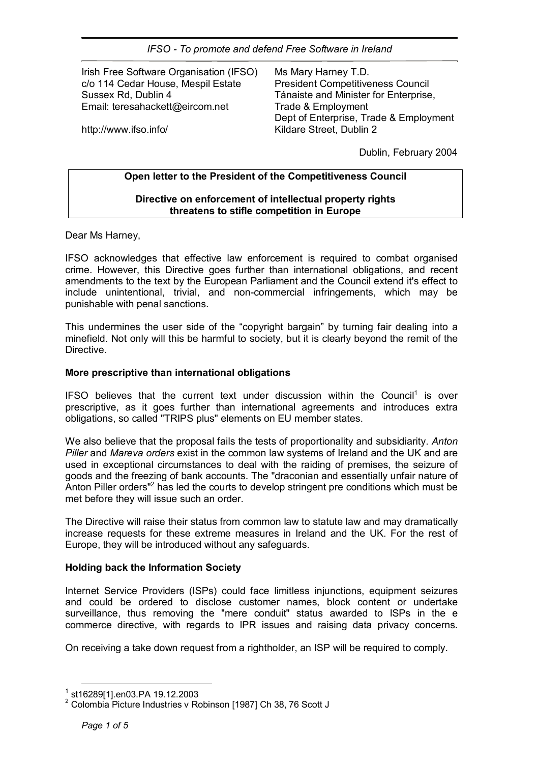*IFSO - To promote and defend Free Software in Ireland*

Irish Free Software Organisation (IFSO)
c/o 114 Cedar House, Mespil Estate
Sussex Rd, Dublin 4
Email: teresahackett@eircom.net

http://www.ifso.info/

Ms Mary Harney T.D.
President Competitiveness Council
Tánaiste and Minister for Enterprise, Trade & Employment
Dept of Enterprise, Trade & Employment
Kildare Street, Dublin 2

Dublin, February 2004

**Open letter to the President of the Competitiveness Council**

**Directive on enforcement of intellectual property rights threatens to stifle competition in Europe**

Dear Ms Harney,

IFSO acknowledges that effective law enforcement is required to combat organised crime. However, this Directive goes further than international obligations, and recent amendments to the text by the European Parliament and the Council extend it's effect to include unintentional, trivial, and non-commercial infringements, which may be punishable with penal sanctions.

This undermines the user side of the "copyright bargain" by turning fair dealing into a minefield. Not only will this be harmful to society, but it is clearly beyond the remit of the Directive.

**More prescriptive than international obligations**

IFSO believes that the current text under discussion within the Council[1] is over prescriptive, as it goes further than international agreements and introduces extra obligations, so called "TRIPS plus" elements on EU member states.

We also believe that the proposal fails the tests of proportionality and subsidiarity. *Anton Piller* and *Mareva orders* exist in the common law systems of Ireland and the UK and are used in exceptional circumstances to deal with the raiding of premises, the seizure of goods and the freezing of bank accounts. The "draconian and essentially unfair nature of Anton Piller orders"[2] has led the courts to develop stringent pre conditions which must be met before they will issue such an order.

The Directive will raise their status from common law to statute law and may dramatically increase requests for these extreme measures in Ireland and the UK. For the rest of Europe, they will be introduced without any safeguards.

**Holding back the Information Society**

Internet Service Providers (ISPs) could face limitless injunctions, equipment seizures and could be ordered to disclose customer names, block content or undertake surveillance, thus removing the "mere conduit" status awarded to ISPs in the e commerce directive, with regards to IPR issues and raising data privacy concerns.

On receiving a take down request from a rightholder, an ISP will be required to comply.

---

[1] st16289[1].en03.PA 19.12.2003

[2] Colombia Picture Industries v Robinson [1987] Ch 38, 76 Scott J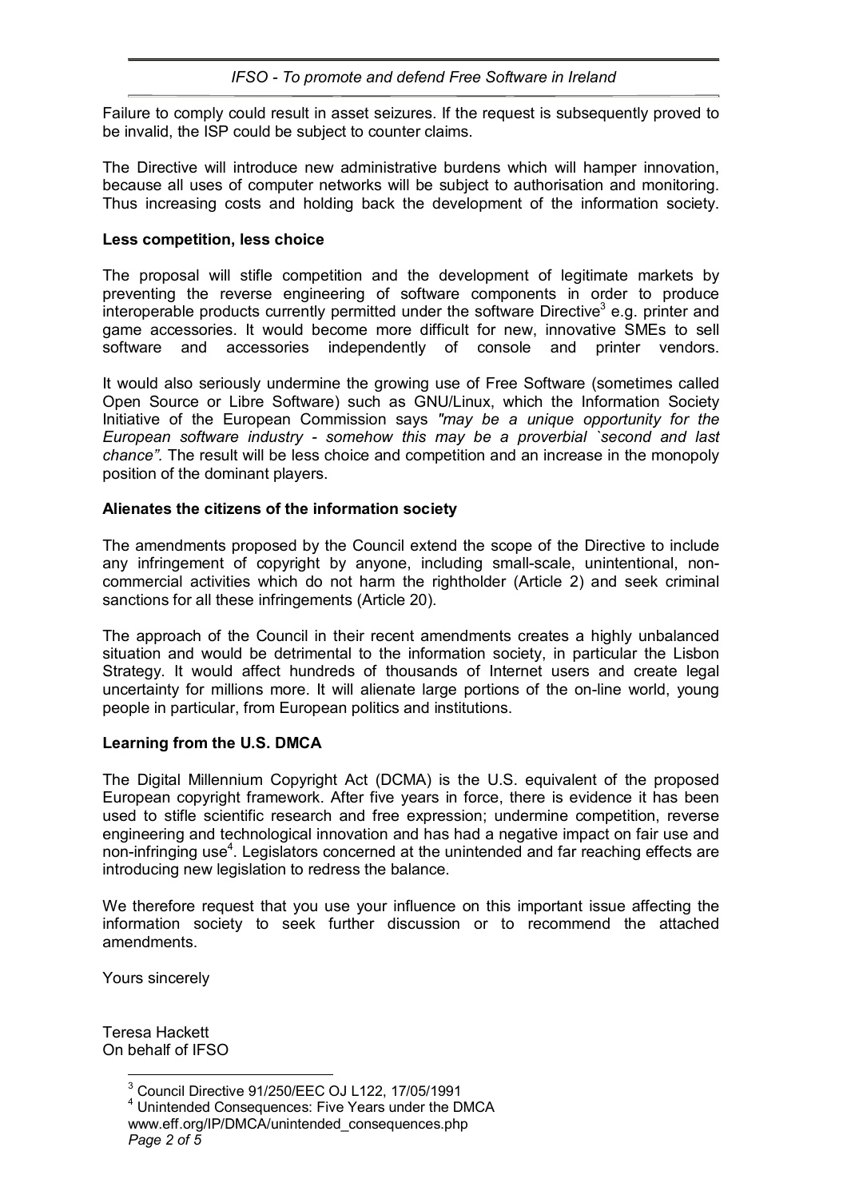Failure to comply could result in asset seizures. If the request is subsequently proved to be invalid, the ISP could be subject to counter claims.

The Directive will introduce new administrative burdens which will hamper innovation, because all uses of computer networks will be subject to authorisation and monitoring. Thus increasing costs and holding back the development of the information society.

**Less competition, less choice**

The proposal will stifle competition and the development of legitimate markets by preventing the reverse engineering of software components in order to produce interoperable products currently permitted under the software Directive[3] e.g. printer and game accessories. It would become more difficult for new, innovative SMEs to sell software and accessories independently of console and printer vendors.

It would also seriously undermine the growing use of Free Software (sometimes called Open Source or Libre Software) such as GNU/Linux, which the Information Society Initiative of the European Commission says *"may be a unique opportunity for the European software industry - somehow this may be a proverbial `second and last chance".* The result will be less choice and competition and an increase in the monopoly position of the dominant players.

**Alienates the citizens of the information society**

The amendments proposed by the Council extend the scope of the Directive to include any infringement of copyright by anyone, including small-scale, unintentional, non-commercial activities which do not harm the rightholder (Article 2) and seek criminal sanctions for all these infringements (Article 20).

The approach of the Council in their recent amendments creates a highly unbalanced situation and would be detrimental to the information society, in particular the Lisbon Strategy. It would affect hundreds of thousands of Internet users and create legal uncertainty for millions more. It will alienate large portions of the on-line world, young people in particular, from European politics and institutions.

**Learning from the U.S. DMCA**

The Digital Millennium Copyright Act (DCMA) is the U.S. equivalent of the proposed European copyright framework. After five years in force, there is evidence it has been used to stifle scientific research and free expression; undermine competition, reverse engineering and technological innovation and has had a negative impact on fair use and non-infringing use[4]. Legislators concerned at the unintended and far reaching effects are introducing new legislation to redress the balance.

We therefore request that you use your influence on this important issue affecting the information society to seek further discussion or to recommend the attached amendments.

Yours sincerely

Teresa Hackett
On behalf of IFSO

---

[3] Council Directive 91/250/EEC OJ L122, 17/05/1991

[4] Unintended Consequences: Five Years under the DMCA www.eff.org/IP/DMCA/unintended_consequences.php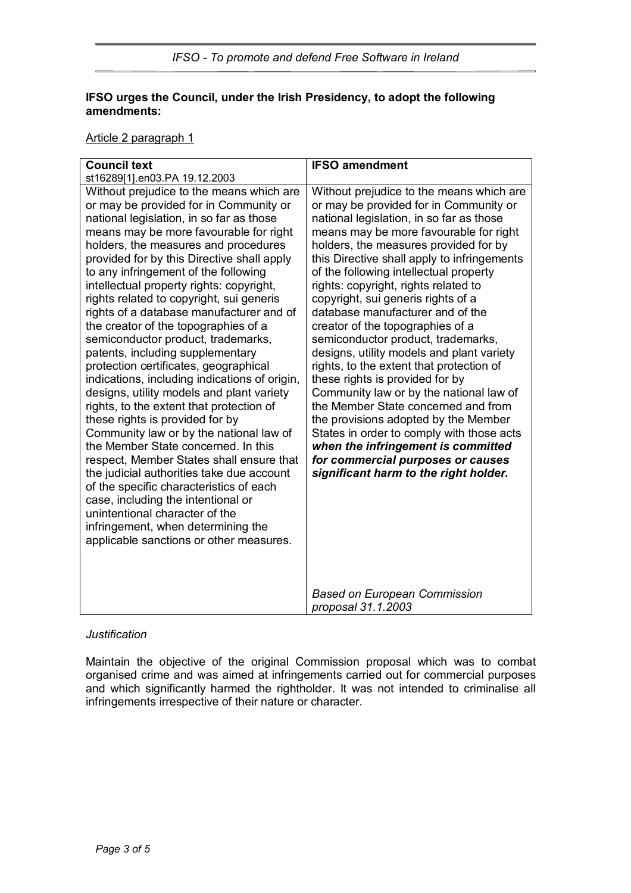**IFSO urges the Council, under the Irish Presidency, to adopt the following amendments:**

Article 2 paragraph 1

| **Council text**<br>st16289[1].en03.PA 19.12.2003 | **IFSO amendment** |
|---|---|
| Without prejudice to the means which are or may be provided for in Community or national legislation, in so far as those means may be more favourable for right holders, the measures and procedures provided for by this Directive shall apply to any infringement of the following intellectual property rights: copyright, rights related to copyright, sui generis rights of a database manufacturer and of the creator of the topographies of a semiconductor product, trademarks, patents, including supplementary protection certificates, geographical indications, including indications of origin, designs, utility models and plant variety rights, to the extent that protection of these rights is provided for by Community law or by the national law of the Member State concerned. In this respect, Member States shall ensure that the judicial authorities take due account of the specific characteristics of each case, including the intentional or unintentional character of the infringement, when determining the applicable sanctions or other measures. | Without prejudice to the means which are or may be provided for in Community or national legislation, in so far as those means may be more favourable for right holders, the measures provided for by this Directive shall apply to infringements of the following intellectual property rights: copyright, rights related to copyright, sui generis rights of a database manufacturer and of the creator of the topographies of a semiconductor product, trademarks, designs, utility models and plant variety rights, to the extent that protection of these rights is provided for by Community law or by the national law of the Member State concerned and from the provisions adopted by the Member States in order to comply with those acts ***when the infringement is committed for commercial purposes or causes significant harm to the right holder.***<br><br>*Based on European Commission proposal 31.1.2003* |

*Justification*

Maintain the objective of the original Commission proposal which was to combat organised crime and was aimed at infringements carried out for commercial purposes and which significantly harmed the rightholder. It was not intended to criminalise all infringements irrespective of their nature or character.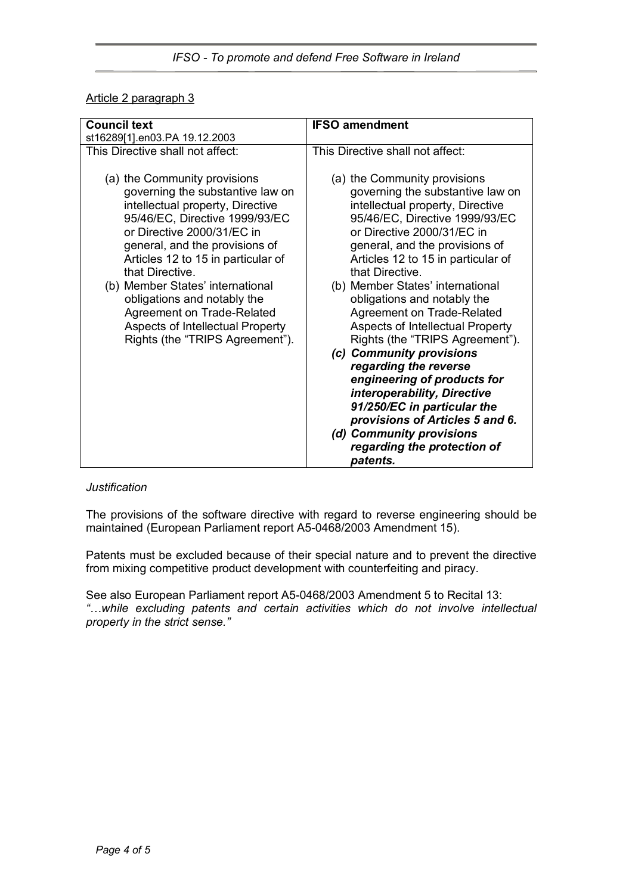Article 2 paragraph 3

| **Council text**<br>st16289[1].en03.PA 19.12.2003 | **IFSO amendment** |
|---|---|
| This Directive shall not affect:<br><br>(a) the Community provisions governing the substantive law on intellectual property, Directive 95/46/EC, Directive 1999/93/EC or Directive 2000/31/EC in general, and the provisions of Articles 12 to 15 in particular of that Directive.<br>(b) Member States' international obligations and notably the Agreement on Trade-Related Aspects of Intellectual Property Rights (the "TRIPS Agreement"). | This Directive shall not affect:<br><br>(a) the Community provisions governing the substantive law on intellectual property, Directive 95/46/EC, Directive 1999/93/EC or Directive 2000/31/EC in general, and the provisions of Articles 12 to 15 in particular of that Directive.<br>(b) Member States' international obligations and notably the Agreement on Trade-Related Aspects of Intellectual Property Rights (the "TRIPS Agreement").<br>***(c) Community provisions regarding the reverse engineering of products for interoperability, Directive 91/250/EC in particular the provisions of Articles 5 and 6.***<br>***(d) Community provisions regarding the protection of patents.*** |

*Justification*

The provisions of the software directive with regard to reverse engineering should be maintained (European Parliament report A5-0468/2003 Amendment 15).

Patents must be excluded because of their special nature and to prevent the directive from mixing competitive product development with counterfeiting and piracy.

See also European Parliament report A5-0468/2003 Amendment 5 to Recital 13:
*"…while excluding patents and certain activities which do not involve intellectual property in the strict sense."*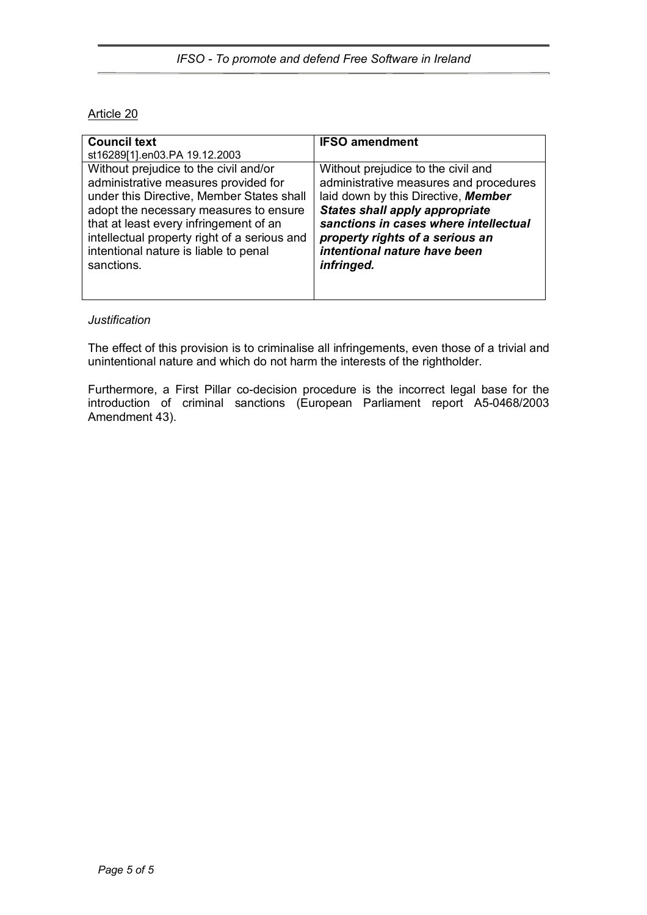Article 20

| **Council text**<br>st16289[1].en03.PA 19.12.2003 | **IFSO amendment** |
| --- | --- |
| Without prejudice to the civil and/or administrative measures provided for under this Directive, Member States shall adopt the necessary measures to ensure that at least every infringement of an intellectual property right of a serious and intentional nature is liable to penal sanctions. | Without prejudice to the civil and administrative measures and procedures laid down by this Directive, ***Member States shall apply appropriate sanctions in cases where intellectual property rights of a serious an intentional nature have been infringed.*** |

*Justification*

The effect of this provision is to criminalise all infringements, even those of a trivial and unintentional nature and which do not harm the interests of the rightholder.

Furthermore, a First Pillar co-decision procedure is the incorrect legal base for the introduction of criminal sanctions (European Parliament report A5-0468/2003 Amendment 43).